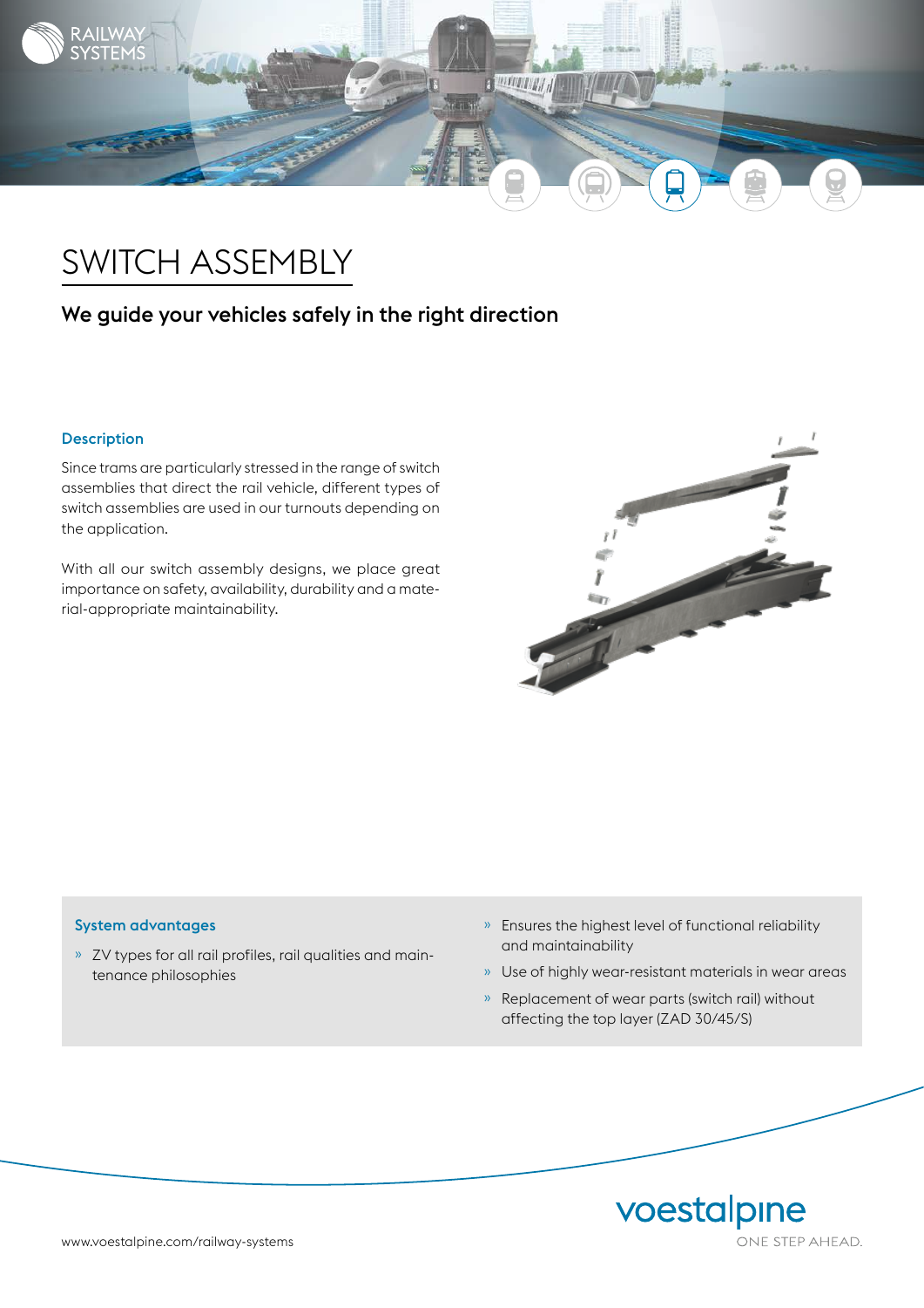# SWITCH ASSEMBLY

## We guide your vehicles safely in the right direction

### Description

Since trams are particularly stressed in the range of switch assemblies that direct the rail vehicle, different types of switch assemblies are used in our turnouts depending on the application.

With all our switch assembly designs, we place great importance on safety, availability, durability and a material-appropriate maintainability.

### System advantages

- ZV types for all rail profiles, rail qualities and maintenance philosophies
- Ensures the highest level of functional reliability and maintainability
- Use of highly wear-resistant materials in wear areas
- Replacement of wear parts (switch rail) without affecting the top layer (ZAD 30/45/S)

www.voestalpine.com/railway-systems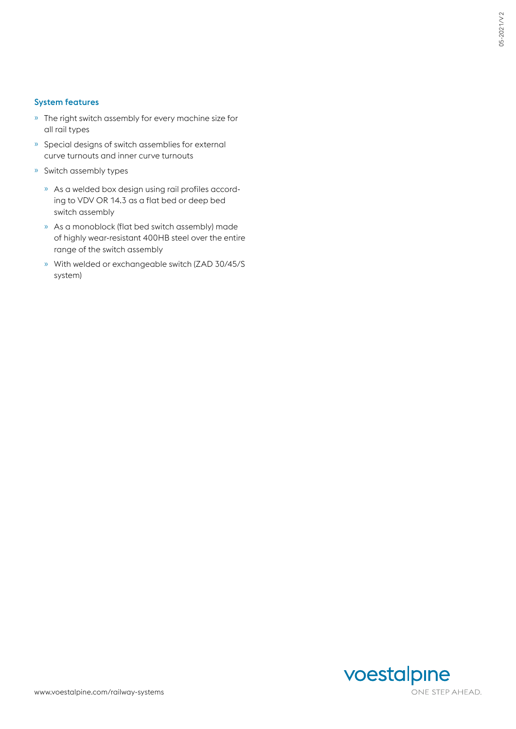### System features

- The right switch assembly for every machine size for all rail types
- Special designs of switch assemblies for external curve turnouts and inner curve turnouts
- Switch assembly types
  - As a welded box design using rail profiles according to VDV OR 14.3 as a flat bed or deep bed switch assembly
  - As a monoblock (flat bed switch assembly) made of highly wear-resistant 400HB steel over the entire range of the switch assembly
  - With welded or exchangeable switch (ZAD 30/45/S system)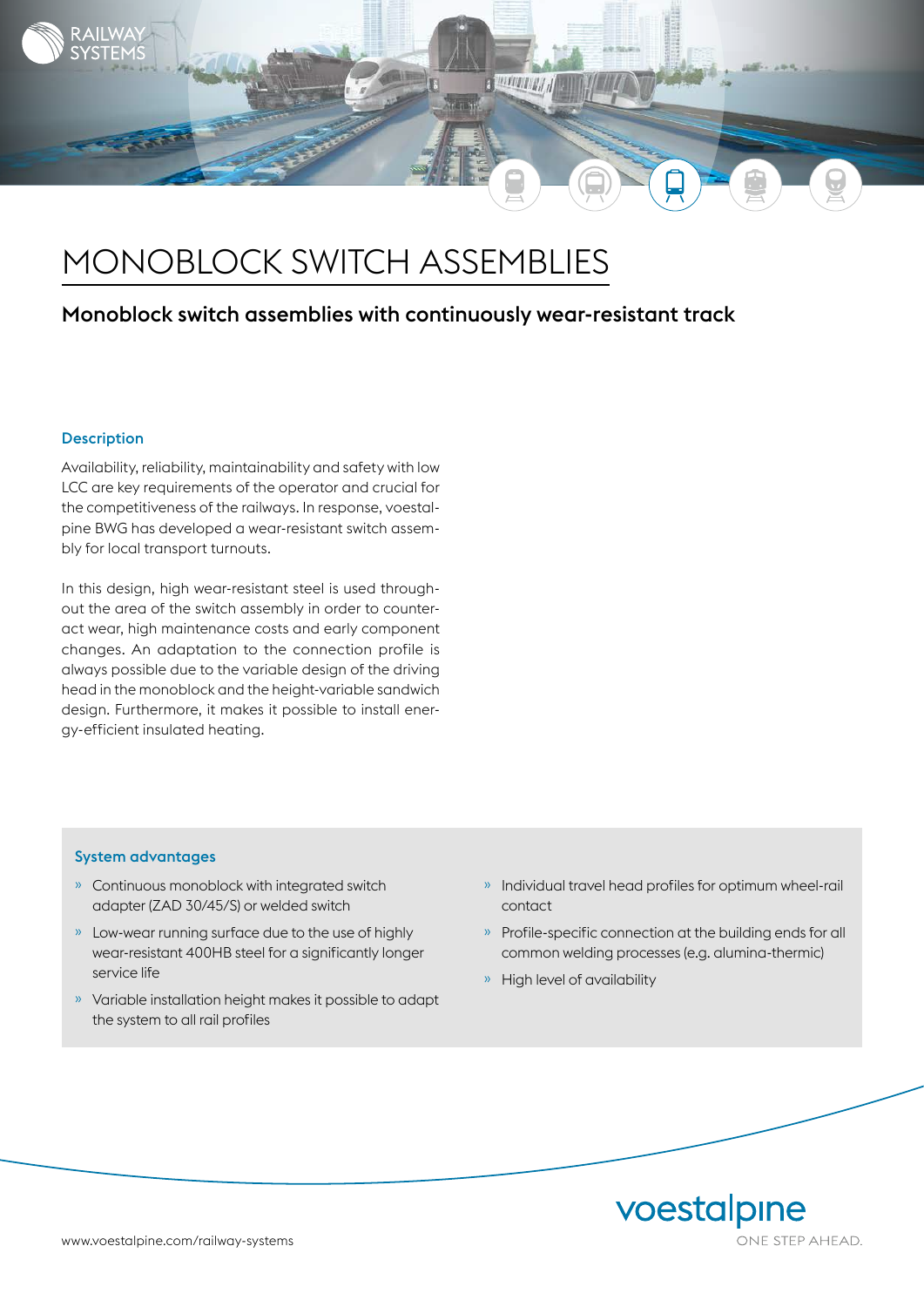# MONOBLOCK SWITCH ASSEMBLIES

## Monoblock switch assemblies with continuously wear-resistant track

### Description

Availability, reliability, maintainability and safety with low LCC are key requirements of the operator and crucial for the competitiveness of the railways. In response, voestalpine BWG has developed a wear-resistant switch assembly for local transport turnouts.

In this design, high wear-resistant steel is used throughout the area of the switch assembly in order to counteract wear, high maintenance costs and early component changes. An adaptation to the connection profile is always possible due to the variable design of the driving head in the monoblock and the height-variable sandwich design. Furthermore, it makes it possible to install energy-efficient insulated heating.

### System advantages

- Continuous monoblock with integrated switch adapter (ZAD 30/45/S) or welded switch
- Low-wear running surface due to the use of highly wear-resistant 400HB steel for a significantly longer service life
- Variable installation height makes it possible to adapt the system to all rail profiles
- Individual travel head profiles for optimum wheel-rail contact
- Profile-specific connection at the building ends for all common welding processes (e.g. alumina-thermic)
- High level of availability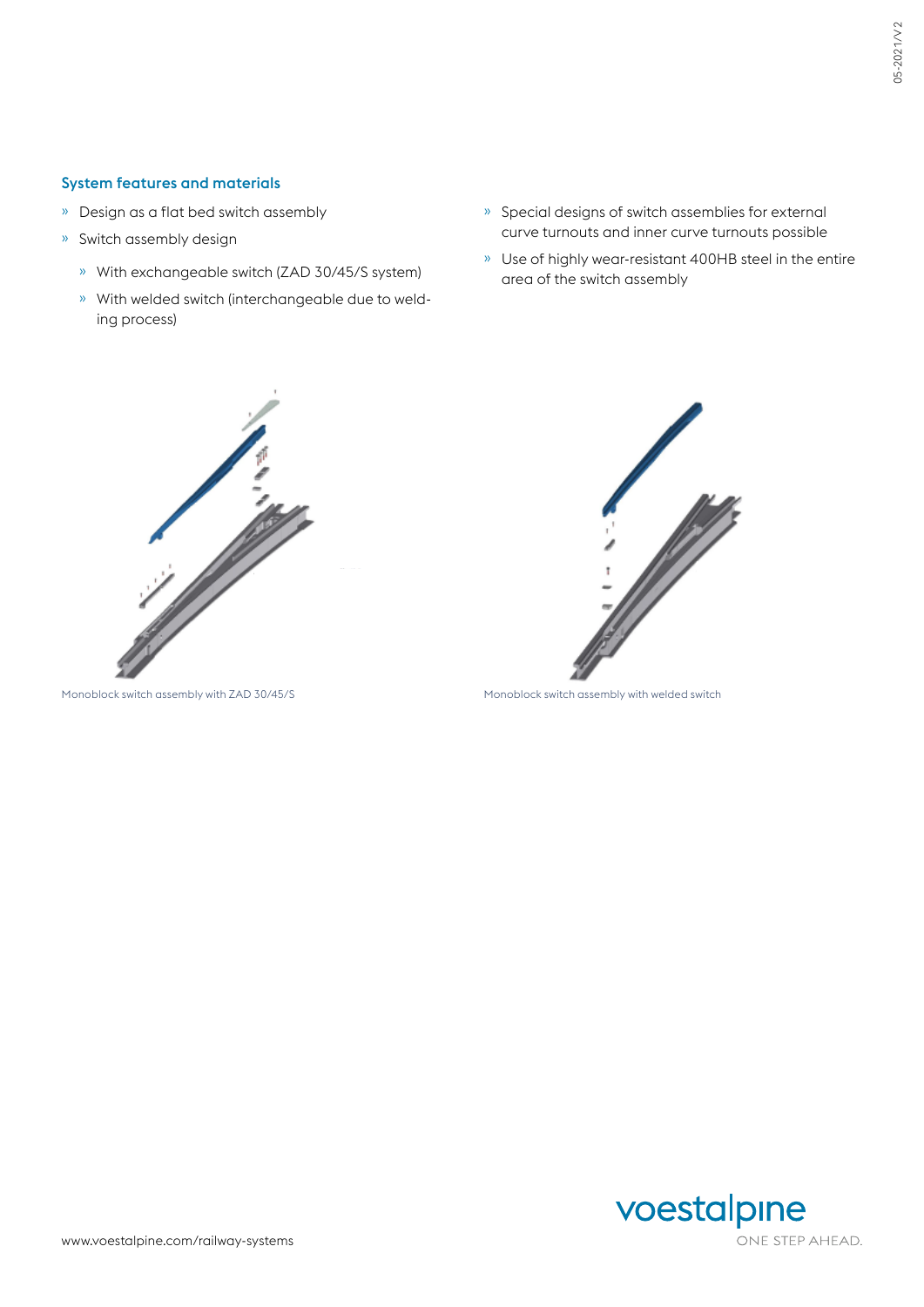## System features and materials

- Design as a flat bed switch assembly
- Switch assembly design
  - With exchangeable switch (ZAD 30/45/S system)
  - With welded switch (interchangeable due to welding process)
- Special designs of switch assemblies for external curve turnouts and inner curve turnouts possible
- Use of highly wear-resistant 400HB steel in the entire area of the switch assembly

Monoblock switch assembly with ZAD 30/45/S

Monoblock switch assembly with welded switch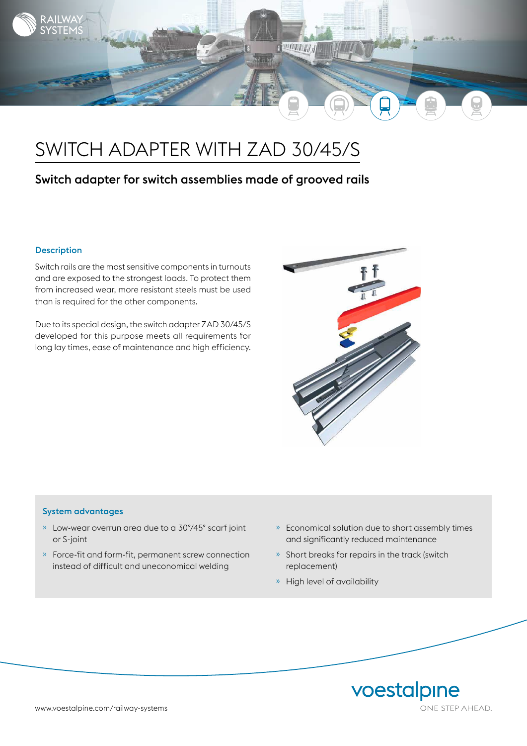# SWITCH ADAPTER WITH ZAD 30/45/S

## Switch adapter for switch assemblies made of grooved rails

### Description

Switch rails are the most sensitive components in turnouts and are exposed to the strongest loads. To protect them from increased wear, more resistant steels must be used than is required for the other components.

Due to its special design, the switch adapter ZAD 30/45/S developed for this purpose meets all requirements for long lay times, ease of maintenance and high efficiency.

### System advantages

- Low-wear overrun area due to a 30°/45° scarf joint or S-joint
- Force-fit and form-fit, permanent screw connection instead of difficult and uneconomical welding
- Economical solution due to short assembly times and significantly reduced maintenance
- Short breaks for repairs in the track (switch replacement)
- High level of availability

www.voestalpine.com/railway-systems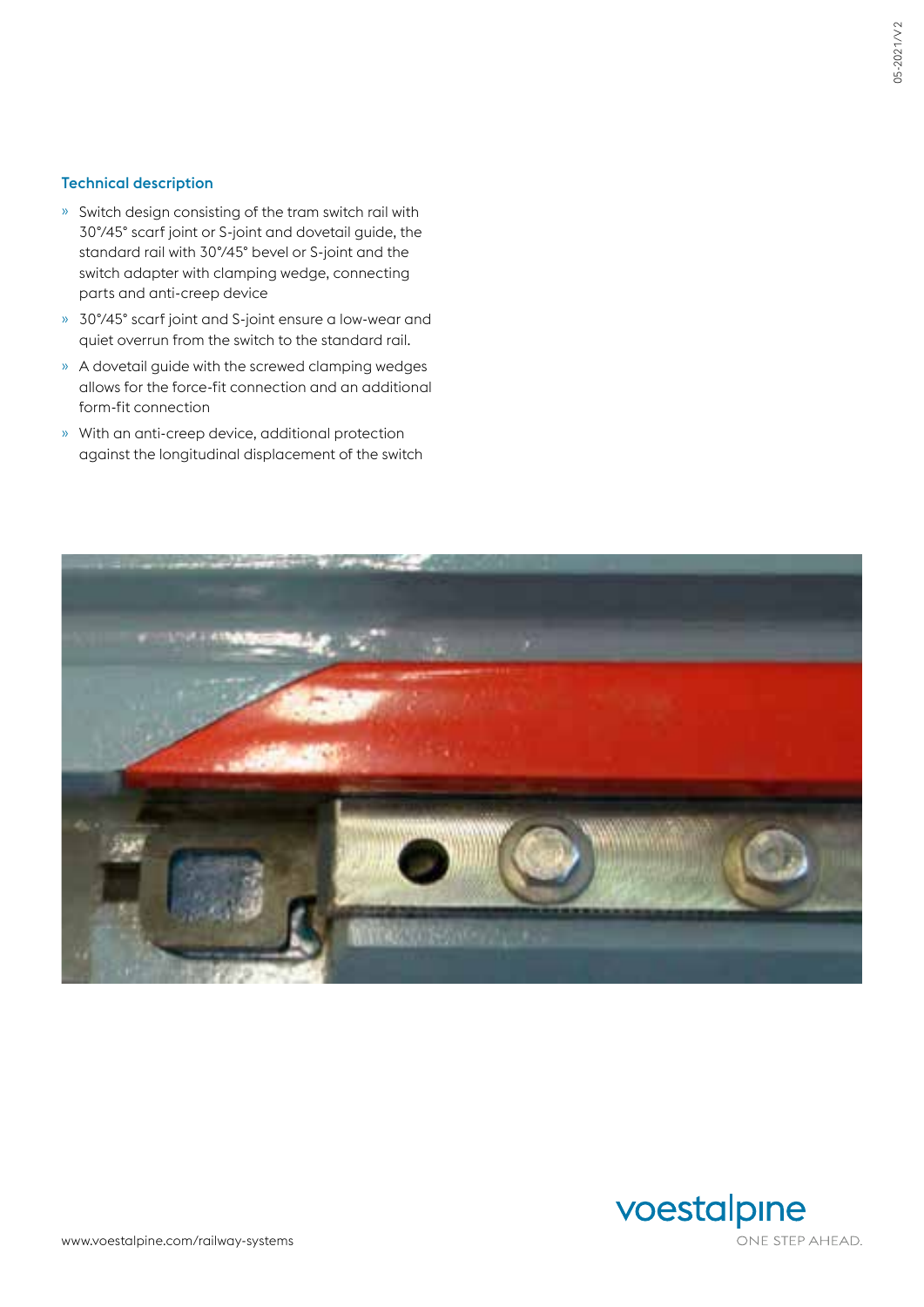## Technical description

- Switch design consisting of the tram switch rail with 30°/45° scarf joint or S-joint and dovetail guide, the standard rail with 30°/45° bevel or S-joint and the switch adapter with clamping wedge, connecting parts and anti-creep device
- 30°/45° scarf joint and S-joint ensure a low-wear and quiet overrun from the switch to the standard rail.
- A dovetail guide with the screwed clamping wedges allows for the force-fit connection and an additional form-fit connection
- With an anti-creep device, additional protection against the longitudinal displacement of the switch

www.voestalpine.com/railway-systems

voestalpine
ONE STEP AHEAD.